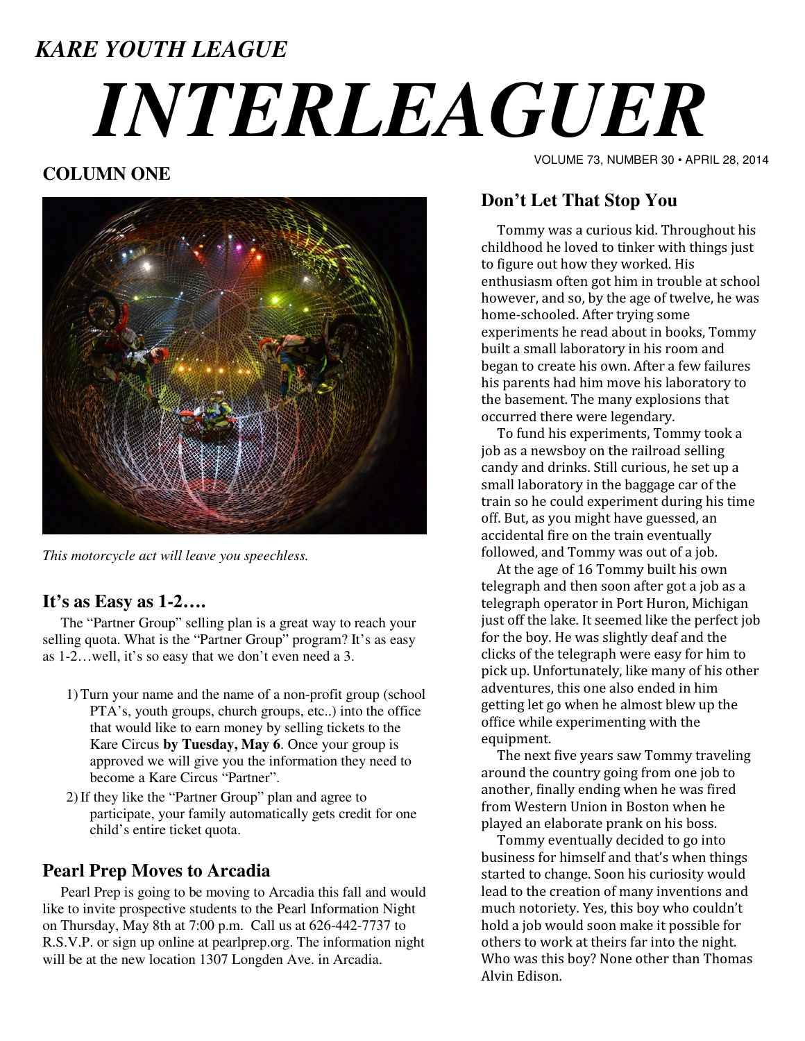*KARE YOUTH LEAGUE*

# *INTERLEAGUER*

VOLUME 73, NUMBER 30 • APRIL 28, 2014

**COLUMN ONE**

*This motorcycle act will leave you speechless.*

## It's as Easy as 1-2….

The "Partner Group" selling plan is a great way to reach your selling quota. What is the "Partner Group" program? It's as easy as 1-2…well, it's so easy that we don't even need a 3.

1) Turn your name and the name of a non-profit group (school PTA's, youth groups, church groups, etc..) into the office that would like to earn money by selling tickets to the Kare Circus **by Tuesday, May 6**. Once your group is approved we will give you the information they need to become a Kare Circus "Partner".
2) If they like the "Partner Group" plan and agree to participate, your family automatically gets credit for one child's entire ticket quota.

## Pearl Prep Moves to Arcadia

Pearl Prep is going to be moving to Arcadia this fall and would like to invite prospective students to the Pearl Information Night on Thursday, May 8th at 7:00 p.m. Call us at 626-442-7737 to R.S.V.P. or sign up online at pearlprep.org. The information night will be at the new location 1307 Longden Ave. in Arcadia.

## Don't Let That Stop You

Tommy was a curious kid. Throughout his childhood he loved to tinker with things just to figure out how they worked. His enthusiasm often got him in trouble at school however, and so, by the age of twelve, he was home-schooled. After trying some experiments he read about in books, Tommy built a small laboratory in his room and began to create his own. After a few failures his parents had him move his laboratory to the basement. The many explosions that occurred there were legendary.

To fund his experiments, Tommy took a job as a newsboy on the railroad selling candy and drinks. Still curious, he set up a small laboratory in the baggage car of the train so he could experiment during his time off. But, as you might have guessed, an accidental fire on the train eventually followed, and Tommy was out of a job.

At the age of 16 Tommy built his own telegraph and then soon after got a job as a telegraph operator in Port Huron, Michigan just off the lake. It seemed like the perfect job for the boy. He was slightly deaf and the clicks of the telegraph were easy for him to pick up. Unfortunately, like many of his other adventures, this one also ended in him getting let go when he almost blew up the office while experimenting with the equipment.

The next five years saw Tommy traveling around the country going from one job to another, finally ending when he was fired from Western Union in Boston when he played an elaborate prank on his boss.

Tommy eventually decided to go into business for himself and that's when things started to change. Soon his curiosity would lead to the creation of many inventions and much notoriety. Yes, this boy who couldn't hold a job would soon make it possible for others to work at theirs far into the night. Who was this boy? None other than Thomas Alvin Edison.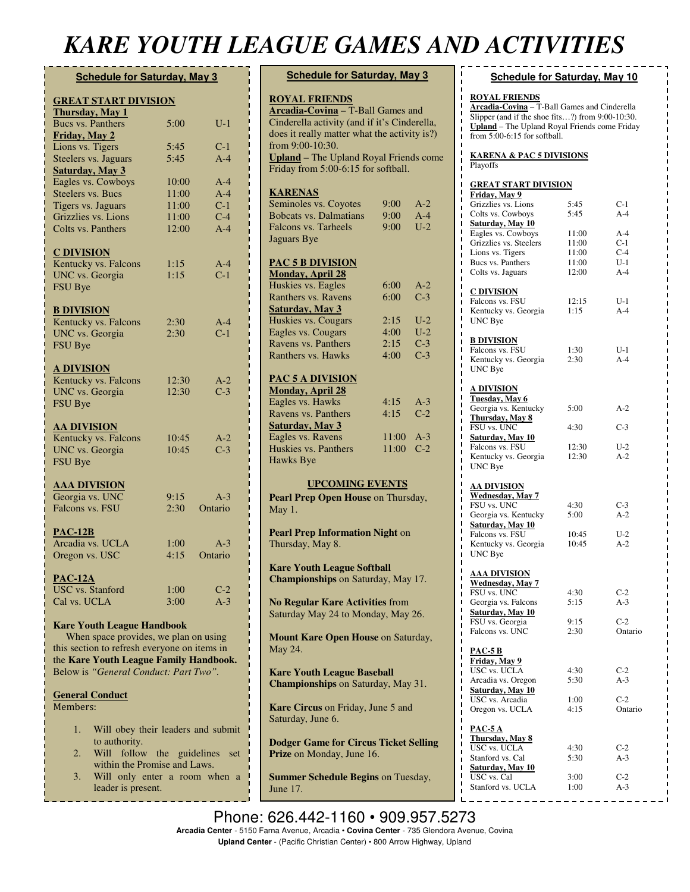# KARE YOUTH LEAGUE GAMES AND ACTIVITIES

## Schedule for Saturday, May 3

**GREAT START DIVISION**

| | | |
|---|---|---|
| **Thursday, May 1** | | |
| Bucs vs. Panthers | 5:00 | U-1 |
| **Friday, May 2** | | |
| Lions vs. Tigers | 5:45 | C-1 |
| Steelers vs. Jaguars | 5:45 | A-4 |
| **Saturday, May 3** | | |
| Eagles vs. Cowboys | 10:00 | A-4 |
| Steelers vs. Bucs | 11:00 | A-4 |
| Tigers vs. Jaguars | 11:00 | C-1 |
| Grizzlies vs. Lions | 11:00 | C-4 |
| Colts vs. Panthers | 12:00 | A-4 |

**C DIVISION**

| | | |
|---|---|---|
| Kentucky vs. Falcons | 1:15 | A-4 |
| UNC vs. Georgia | 1:15 | C-1 |
| FSU Bye | | |

**B DIVISION**

| | | |
|---|---|---|
| Kentucky vs. Falcons | 2:30 | A-4 |
| UNC vs. Georgia | 2:30 | C-1 |
| FSU Bye | | |

**A DIVISION**

| | | |
|---|---|---|
| Kentucky vs. Falcons | 12:30 | A-2 |
| UNC vs. Georgia | 12:30 | C-3 |
| FSU Bye | | |

**AA DIVISION**

| | | |
|---|---|---|
| Kentucky vs. Falcons | 10:45 | A-2 |
| UNC vs. Georgia | 10:45 | C-3 |
| FSU Bye | | |

**AAA DIVISION**

| | | |
|---|---|---|
| Georgia vs. UNC | 9:15 | A-3 |
| Falcons vs. FSU | 2:30 | Ontario |

**PAC-12B**

| | | |
|---|---|---|
| Arcadia vs. UCLA | 1:00 | A-3 |
| Oregon vs. USC | 4:15 | Ontario |

**PAC-12A**

| | | |
|---|---|---|
| USC vs. Stanford | 1:00 | C-2 |
| Cal vs. UCLA | 3:00 | A-3 |

**Kare Youth League Handbook**

When space provides, we plan on using this section to refresh everyone on items in the **Kare Youth League Family Handbook.** Below is *"General Conduct: Part Two"*.

**General Conduct**

Members:

1. Will obey their leaders and submit to authority.
2. Will follow the guidelines set within the Promise and Laws.
3. Will only enter a room when a leader is present.

## Schedule for Saturday, May 3

**ROYAL FRIENDS**

**Arcadia-Covina** – T-Ball Games and Cinderella activity (and if it's Cinderella, does it really matter what the activity is?) from 9:00-10:30.

**Upland** – The Upland Royal Friends come Friday from 5:00-6:15 for softball.

**KARENAS**

| | | |
|---|---|---|
| Seminoles vs. Coyotes | 9:00 | A-2 |
| Bobcats vs. Dalmatians | 9:00 | A-4 |
| Falcons vs. Tarheels | 9:00 | U-2 |
| Jaguars Bye | | |

**PAC 5 B DIVISION**

| | | |
|---|---|---|
| **Monday, April 28** | | |
| Huskies vs. Eagles | 6:00 | A-2 |
| Ranthers vs. Ravens | 6:00 | C-3 |
| **Saturday, May 3** | | |
| Huskies vs. Cougars | 2:15 | U-2 |
| Eagles vs. Cougars | 4:00 | U-2 |
| Ravens vs. Panthers | 2:15 | C-3 |
| Ranthers vs. Hawks | 4:00 | C-3 |

**PAC 5 A DIVISION**

| | | |
|---|---|---|
| **Monday, April 28** | | |
| Eagles vs. Hawks | 4:15 | A-3 |
| Ravens vs. Panthers | 4:15 | C-2 |
| **Saturday, May 3** | | |
| Eagles vs. Ravens | 11:00 | A-3 |
| Huskies vs. Panthers | 11:00 | C-2 |
| Hawks Bye | | |

**UPCOMING EVENTS**

**Pearl Prep Open House** on Thursday, May 1.

**Pearl Prep Information Night** on Thursday, May 8.

**Kare Youth League Softball Championships** on Saturday, May 17.

**No Regular Kare Activities** from Saturday May 24 to Monday, May 26.

**Mount Kare Open House** on Saturday, May 24.

**Kare Youth League Baseball Championships** on Saturday, May 31.

**Kare Circus** on Friday, June 5 and Saturday, June 6.

**Dodger Game for Circus Ticket Selling Prize** on Monday, June 16.

**Summer Schedule Begins** on Tuesday, June 17.

## Schedule for Saturday, May 10

**ROYAL FRIENDS**

**Arcadia-Covina** – T-Ball Games and Cinderella Slipper (and if the shoe fits…?) from 9:00-10:30.

**Upland** – The Upland Royal Friends come Friday from 5:00-6:15 for softball.

**KARENA & PAC 5 DIVISIONS**

Playoffs

**GREAT START DIVISION**

| | | |
|---|---|---|
| **Friday, May 9** | | |
| Grizzlies vs. Lions | 5:45 | C-1 |
| Colts vs. Cowboys | 5:45 | A-4 |
| **Saturday, May 10** | | |
| Eagles vs. Cowboys | 11:00 | A-4 |
| Grizzlies vs. Steelers | 11:00 | C-1 |
| Lions vs. Tigers | 11:00 | C-4 |
| Bucs vs. Panthers | 11:00 | U-1 |
| Colts vs. Jaguars | 12:00 | A-4 |

**C DIVISION**

| | | |
|---|---|---|
| Falcons vs. FSU | 12:15 | U-1 |
| Kentucky vs. Georgia | 1:15 | A-4 |
| UNC Bye | | |

**B DIVISION**

| | | |
|---|---|---|
| Falcons vs. FSU | 1:30 | U-1 |
| Kentucky vs. Georgia | 2:30 | A-4 |
| UNC Bye | | |

**A DIVISION**

| | | |
|---|---|---|
| **Tuesday, May 6** | | |
| Georgia vs. Kentucky | 5:00 | A-2 |
| **Thursday, May 8** | | |
| FSU vs. UNC | 4:30 | C-3 |
| **Saturday, May 10** | | |
| Falcons vs. FSU | 12:30 | U-2 |
| Kentucky vs. Georgia | 12:30 | A-2 |
| UNC Bye | | |

**AA DIVISION**

| | | |
|---|---|---|
| **Wednesday, May 7** | | |
| FSU vs. UNC | 4:30 | C-3 |
| Georgia vs. Kentucky | 5:00 | A-2 |
| **Saturday, May 10** | | |
| Falcons vs. FSU | 10:45 | U-2 |
| Kentucky vs. Georgia | 10:45 | A-2 |
| UNC Bye | | |

**AAA DIVISION**

| | | |
|---|---|---|
| **Wednesday, May 7** | | |
| FSU vs. UNC | 4:30 | C-2 |
| Georgia vs. Falcons | 5:15 | A-3 |
| **Saturday, May 10** | | |
| FSU vs. Georgia | 9:15 | C-2 |
| Falcons vs. UNC | 2:30 | Ontario |

**PAC-5 B**

| | | |
|---|---|---|
| **Friday, May 9** | | |
| USC vs. UCLA | 4:30 | C-2 |
| Arcadia vs. Oregon | 5:30 | A-3 |
| **Saturday, May 10** | | |
| USC vs. Arcadia | 1:00 | C-2 |
| Oregon vs. UCLA | 4:15 | Ontario |

**PAC-5 A**

| | | |
|---|---|---|
| **Thursday, May 8** | | |
| USC vs. UCLA | 4:30 | C-2 |
| Stanford vs. Cal | 5:30 | A-3 |
| **Saturday, May 10** | | |
| USC vs. Cal | 3:00 | C-2 |
| Stanford vs. UCLA | 1:00 | A-3 |

Phone: 626.442-1160 • 909.957.5273

**Arcadia Center** - 5150 Farna Avenue, Arcadia • **Covina Center** - 735 Glendora Avenue, Covina

**Upland Center** - (Pacific Christian Center) • 800 Arrow Highway, Upland